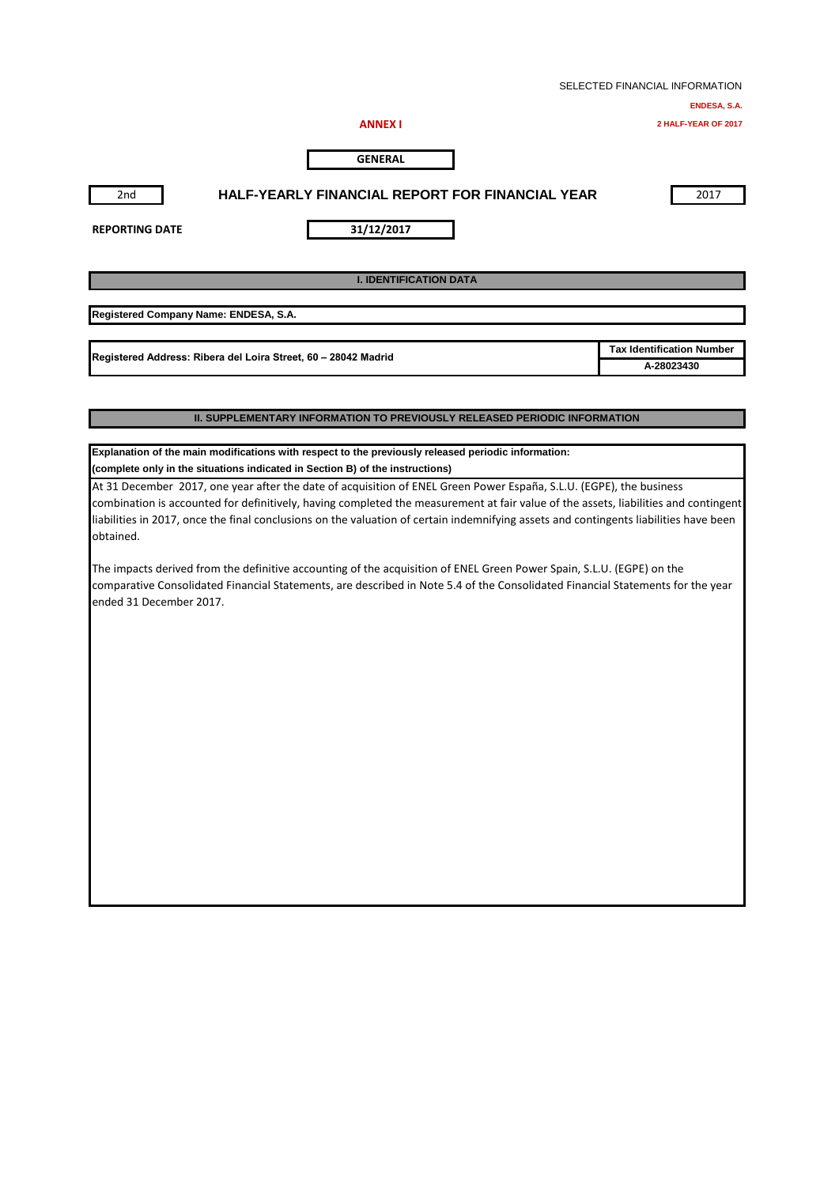SELECTED FINANCIAL INFORMATION

**ENDESA, S.A.**

**2 HALF-YEAR OF 2017**

**ANNEX I**

**GENERAL**

| 2nd | HALF-YEARLY FINANCIAL REPORT FOR FINANCIAL YEAR | 2017 |
|---|---|---|

**REPORTING DATE** **31/12/2017**

## I. IDENTIFICATION DATA

**Registered Company Name: ENDESA, S.A.**

| Registered Address: Ribera del Loira Street, 60 – 28042 Madrid | Tax Identification Number |
|---|---|
| | A-28023430 |

## II. SUPPLEMENTARY INFORMATION TO PREVIOUSLY RELEASED PERIODIC INFORMATION

**Explanation of the main modifications with respect to the previously released periodic information:**
**(complete only in the situations indicated in Section B) of the instructions)**

At 31 December 2017, one year after the date of acquisition of ENEL Green Power España, S.L.U. (EGPE), the business combination is accounted for definitively, having completed the measurement at fair value of the assets, liabilities and contingent liabilities in 2017, once the final conclusions on the valuation of certain indemnifying assets and contingents liabilities have been obtained.

The impacts derived from the definitive accounting of the acquisition of ENEL Green Power Spain, S.L.U. (EGPE) on the comparative Consolidated Financial Statements, are described in Note 5.4 of the Consolidated Financial Statements for the year ended 31 December 2017.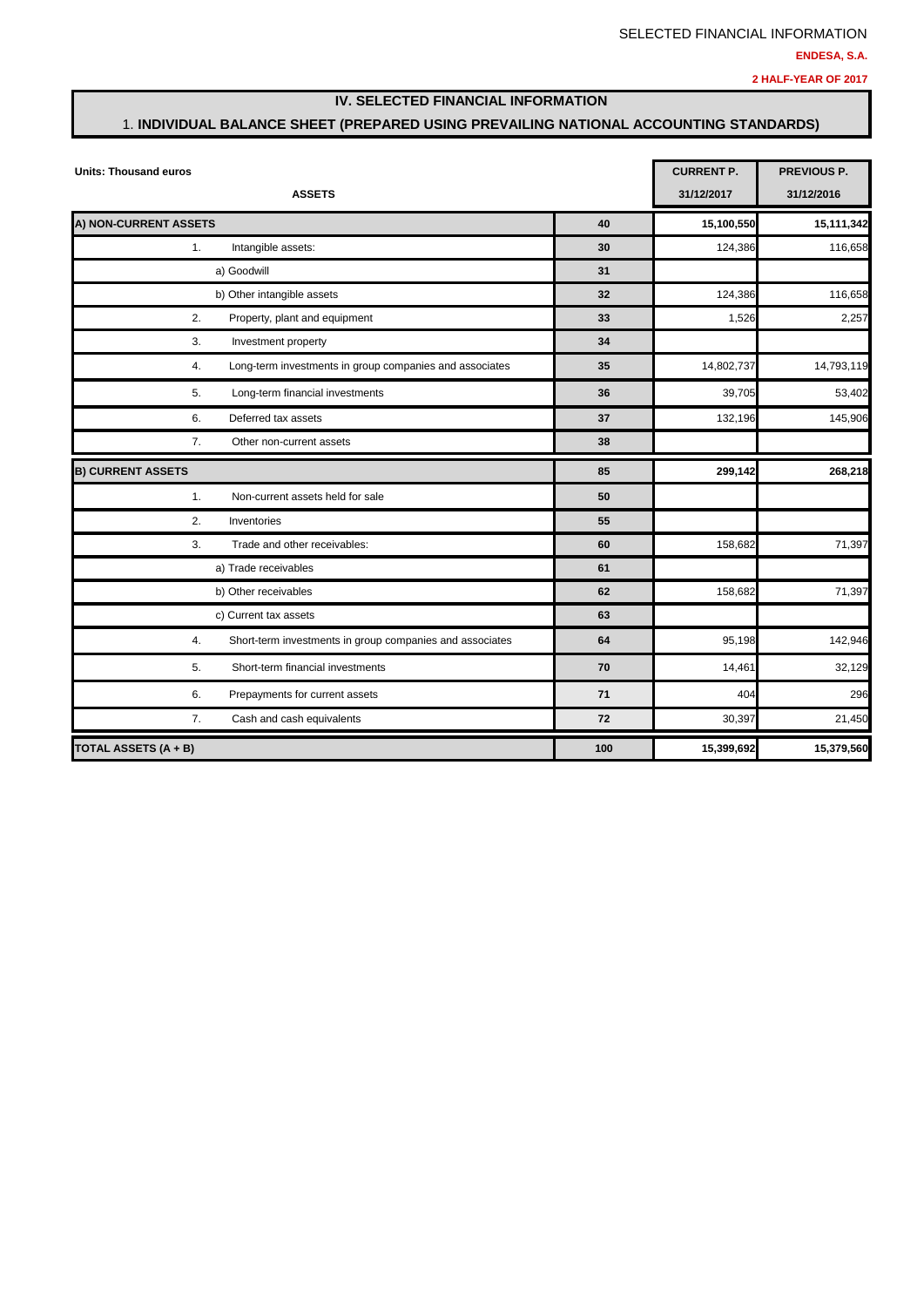SELECTED FINANCIAL INFORMATION

**ENDESA, S.A.**

**2 HALF-YEAR OF 2017**

## IV. SELECTED FINANCIAL INFORMATION

### 1. INDIVIDUAL BALANCE SHEET (PREPARED USING PREVAILING NATIONAL ACCOUNTING STANDARDS)

| **Units: Thousand euros** | | **CURRENT P.** | **PREVIOUS P.** |
|---|---|---|---|
| **ASSETS** | | **31/12/2017** | **31/12/2016** |
| **A) NON-CURRENT ASSETS** | **40** | **15,100,550** | **15,111,342** |
| 1. Intangible assets: | **30** | 124,386 | 116,658 |
| a) Goodwill | **31** | | |
| b) Other intangible assets | **32** | 124,386 | 116,658 |
| 2. Property, plant and equipment | **33** | 1,526 | 2,257 |
| 3. Investment property | **34** | | |
| 4. Long-term investments in group companies and associates | **35** | 14,802,737 | 14,793,119 |
| 5. Long-term financial investments | **36** | 39,705 | 53,402 |
| 6. Deferred tax assets | **37** | 132,196 | 145,906 |
| 7. Other non-current assets | **38** | | |
| **B) CURRENT ASSETS** | **85** | **299,142** | **268,218** |
| 1. Non-current assets held for sale | **50** | | |
| 2. Inventories | **55** | | |
| 3. Trade and other receivables: | **60** | 158,682 | 71,397 |
| a) Trade receivables | **61** | | |
| b) Other receivables | **62** | 158,682 | 71,397 |
| c) Current tax assets | **63** | | |
| 4. Short-term investments in group companies and associates | **64** | 95,198 | 142,946 |
| 5. Short-term financial investments | **70** | 14,461 | 32,129 |
| 6. Prepayments for current assets | **71** | 404 | 296 |
| 7. Cash and cash equivalents | **72** | 30,397 | 21,450 |
| **TOTAL ASSETS (A + B)** | **100** | **15,399,692** | **15,379,560** |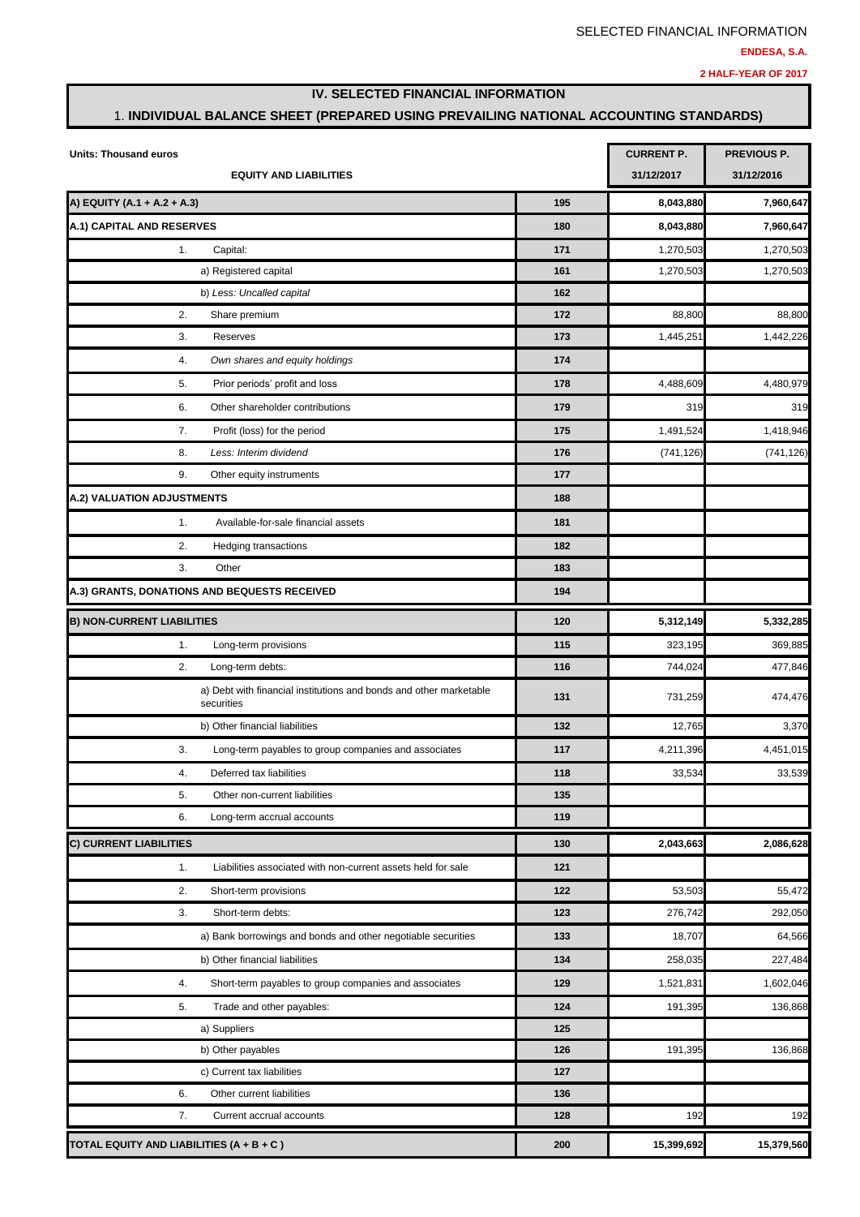SELECTED FINANCIAL INFORMATION

**ENDESA, S.A.**

**2 HALF-YEAR OF 2017**

## IV. SELECTED FINANCIAL INFORMATION

### 1. INDIVIDUAL BALANCE SHEET (PREPARED USING PREVAILING NATIONAL ACCOUNTING STANDARDS)

| Units: Thousand euros | | CURRENT P. | PREVIOUS P. |
|---|---|---|---|
| **EQUITY AND LIABILITIES** | | **31/12/2017** | **31/12/2016** |
| **A) EQUITY (A.1 + A.2 + A.3)** | **195** | **8,043,880** | **7,960,647** |
| **A.1) CAPITAL AND RESERVES** | **180** | **8,043,880** | **7,960,647** |
| 1. Capital: | 171 | 1,270,503 | 1,270,503 |
| a) Registered capital | 161 | 1,270,503 | 1,270,503 |
| b) *Less: Uncalled capital* | 162 | | |
| 2. Share premium | 172 | 88,800 | 88,800 |
| 3. Reserves | 173 | 1,445,251 | 1,442,226 |
| 4. *Own shares and equity holdings* | 174 | | |
| 5. Prior periods' profit and loss | 178 | 4,488,609 | 4,480,979 |
| 6. Other shareholder contributions | 179 | 319 | 319 |
| 7. Profit (loss) for the period | 175 | 1,491,524 | 1,418,946 |
| 8. *Less: Interim dividend* | 176 | (741,126) | (741,126) |
| 9. Other equity instruments | 177 | | |
| **A.2) VALUATION ADJUSTMENTS** | **188** | | |
| 1. Available-for-sale financial assets | 181 | | |
| 2. Hedging transactions | 182 | | |
| 3. Other | 183 | | |
| **A.3) GRANTS, DONATIONS AND BEQUESTS RECEIVED** | **194** | | |
| **B) NON-CURRENT LIABILITIES** | **120** | **5,312,149** | **5,332,285** |
| 1. Long-term provisions | 115 | 323,195 | 369,885 |
| 2. Long-term debts: | 116 | 744,024 | 477,846 |
| a) Debt with financial institutions and bonds and other marketable securities | 131 | 731,259 | 474,476 |
| b) Other financial liabilities | 132 | 12,765 | 3,370 |
| 3. Long-term payables to group companies and associates | 117 | 4,211,396 | 4,451,015 |
| 4. Deferred tax liabilities | 118 | 33,534 | 33,539 |
| 5. Other non-current liabilities | 135 | | |
| 6. Long-term accrual accounts | 119 | | |
| **C) CURRENT LIABILITIES** | **130** | **2,043,663** | **2,086,628** |
| 1. Liabilities associated with non-current assets held for sale | 121 | | |
| 2. Short-term provisions | 122 | 53,503 | 55,472 |
| 3. Short-term debts: | 123 | 276,742 | 292,050 |
| a) Bank borrowings and bonds and other negotiable securities | 133 | 18,707 | 64,566 |
| b) Other financial liabilities | 134 | 258,035 | 227,484 |
| 4. Short-term payables to group companies and associates | 129 | 1,521,831 | 1,602,046 |
| 5. Trade and other payables: | 124 | 191,395 | 136,868 |
| a) Suppliers | 125 | | |
| b) Other payables | 126 | 191,395 | 136,868 |
| c) Current tax liabilities | 127 | | |
| 6. Other current liabilities | 136 | | |
| 7. Current accrual accounts | 128 | 192 | 192 |
| **TOTAL EQUITY AND LIABILITIES (A + B + C )** | **200** | **15,399,692** | **15,379,560** |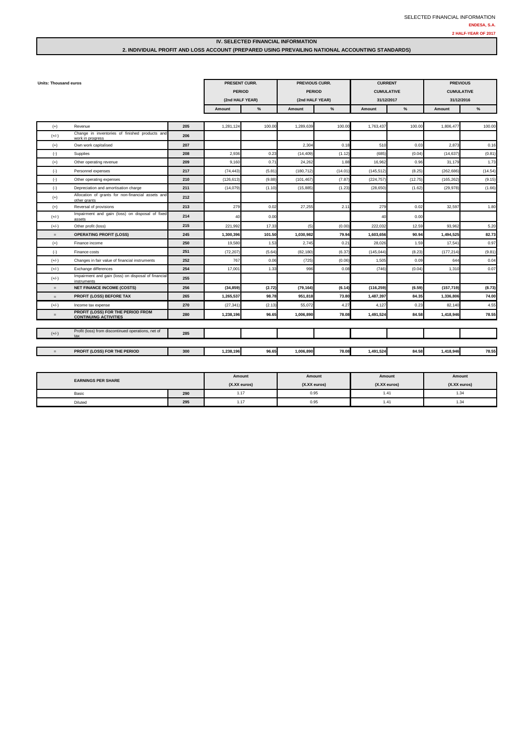# IV. SELECTED FINANCIAL INFORMATION

## 2. INDIVIDUAL PROFIT AND LOSS ACCOUNT (PREPARED USING PREVAILING NATIONAL ACCOUNTING STANDARDS)

Units: Thousand euros

| | | | PRESENT CURR. PERIOD (2nd HALF YEAR) | | PREVIOUS CURR. PERIOD (2nd HALF YEAR) | | CURRENT CUMULATIVE 31/12/2017 | | PREVIOUS CUMULATIVE 31/12/2016 | |
|---|---|---|---|---|---|---|---|---|---|---|
| | | | Amount | % | Amount | % | Amount | % | Amount | % |
| (+) | Revenue | 205 | 1,281,124 | 100.00 | 1,289,639 | 100.00 | 1,763,437 | 100.00 | 1,806,477 | 100.00 |
| (+/-) | Change in inventories of finished products and work in progress | 206 | | | | | | | | |
| (+) | Own work capitalised | 207 | | | 2,304 | 0.18 | 510 | 0.03 | 2,873 | 0.16 |
| (-) | Supplies | 208 | 2,936 | 0.23 | (14,409) | (1.12) | (685) | (0.04) | (14,637) | (0.81) |
| (+) | Other operating revenue | 209 | 9,160 | 0.71 | 24,262 | 1.88 | 16,962 | 0.96 | 31,179 | 1.73 |
| (-) | Personnel expenses | 217 | (74,443) | (5.81) | (180,712) | (14.01) | (145,512) | (8.25) | (262,686) | (14.54) |
| (-) | Other operating expenses | 210 | (126,613) | (9.88) | (101,467) | (7.87) | (224,757) | (12.75) | (165,262) | (9.15) |
| (-) | Depreciation and amortisation charge | 211 | (14,079) | (1.10) | (15,885) | (1.23) | (28,650) | (1.62) | (29,978) | (1.66) |
| (+) | Allocation of grants for non-financial assets and other grants | 212 | | | | | | | | |
| (+) | Reversal of provisions | 213 | 279 | 0.02 | 27,255 | 2.11 | 279 | 0.02 | 32,597 | 1.80 |
| (+/-) | Impairment and gain (loss) on disposal of fixed assets | 214 | 40 | 0.00 | | | 40 | 0.00 | | |
| (+/-) | Other profit (loss) | 215 | 221,992 | 17.33 | (5) | (0.00) | 222,032 | 12.59 | 93,962 | 5.20 |
| = | **OPERATING PROFIT (LOSS)** | 245 | **1,300,396** | **101.50** | **1,030,982** | **79.94** | **1,603,656** | **90.94** | **1,494,525** | **82.73** |
| (+) | Finance income | 250 | 19,580 | 1.53 | 2,745 | 0.21 | 28,026 | 1.59 | 17,541 | 0.97 |
| (-) | Finance costs | 251 | (72,207) | (5.64) | (82,180) | (6.37) | (145,044) | (8.23) | (177,214) | (9.81) |
| (+/-) | Changes in fair value of financial instruments | 252 | 767 | 0.06 | (725) | (0.06) | 1,505 | 0.09 | 644 | 0.04 |
| (+/-) | Exchange differences | 254 | 17,001 | 1.33 | 996 | 0.08 | (746) | (0.04) | 1,310 | 0.07 |
| (+/-) | Impairment and gain (loss) on disposal of financial instruments | 255 | | | | | | | | |
| = | **NET FINANCE INCOME (COSTS)** | 256 | **(34,859)** | **(2.72)** | **(79,164)** | **(6.14)** | **(116,259)** | **(6.59)** | **(157,719)** | **(8.73)** |
| = | **PROFIT (LOSS) BEFORE TAX** | 265 | **1,265,537** | **98.78** | **951,818** | **73.80** | **1,487,397** | **84.35** | **1,336,806** | **74.00** |
| (+/-) | Income tax expense | 270 | (27,341) | (2.13) | 55,072 | 4.27 | 4,127 | 0.23 | 82,140 | 4.55 |
| = | **PROFIT (LOSS) FOR THE PERIOD FROM CONTINUING ACTIVITIES** | 280 | **1,238,196** | **96.65** | **1,006,890** | **78.08** | **1,491,524** | **84.58** | **1,418,946** | **78.55** |
| (+/-) | Profit (loss) from discontinued operations, net of tax | 285 | | | | | | | | |
| = | **PROFIT (LOSS) FOR THE PERIOD** | 300 | **1,238,196** | **96.65** | **1,006,890** | **78.08** | **1,491,524** | **84.58** | **1,418,946** | **78.55** |

| EARNINGS PER SHARE | | Amount (X.XX euros) | Amount (X.XX euros) | Amount (X.XX euros) | Amount (X.XX euros) |
|---|---|---|---|---|---|
| Basic | 290 | 1.17 | 0.95 | 1.41 | 1.34 |
| Diluted | 295 | 1.17 | 0.95 | 1.41 | 1.34 |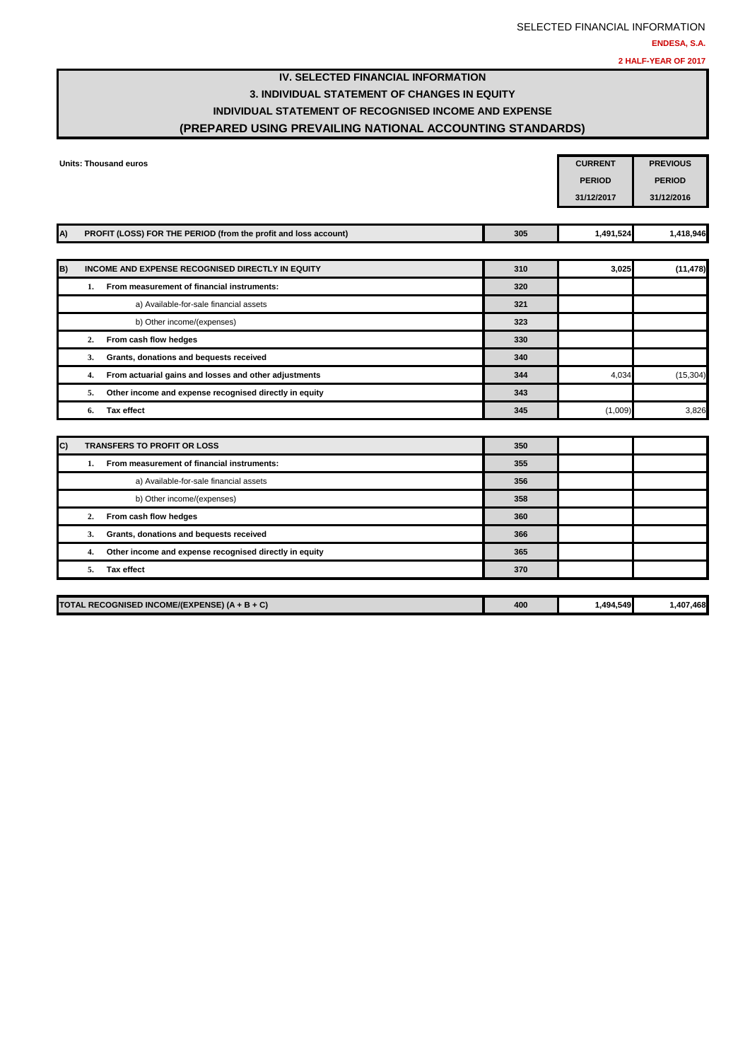SELECTED FINANCIAL INFORMATION

**ENDESA, S.A.**

**2 HALF-YEAR OF 2017**

# IV. SELECTED FINANCIAL INFORMATION
## 3. INDIVIDUAL STATEMENT OF CHANGES IN EQUITY
## INDIVIDUAL STATEMENT OF RECOGNISED INCOME AND EXPENSE
## (PREPARED USING PREVAILING NATIONAL ACCOUNTING STANDARDS)

**Units: Thousand euros**

| | | | CURRENT PERIOD 31/12/2017 | PREVIOUS PERIOD 31/12/2016 |
|---|---|---|---|---|
| **A)** | **PROFIT (LOSS) FOR THE PERIOD (from the profit and loss account)** | 305 | 1,491,524 | 1,418,946 |
| **B)** | **INCOME AND EXPENSE RECOGNISED DIRECTLY IN EQUITY** | 310 | 3,025 | (11,478) |
| | **1. From measurement of financial instruments:** | 320 | | |
| | a) Available-for-sale financial assets | 321 | | |
| | b) Other income/(expenses) | 323 | | |
| | **2. From cash flow hedges** | 330 | | |
| | **3. Grants, donations and bequests received** | 340 | | |
| | **4. From actuarial gains and losses and other adjustments** | 344 | 4,034 | (15,304) |
| | **5. Other income and expense recognised directly in equity** | 343 | | |
| | **6. Tax effect** | 345 | (1,009) | 3,826 |
| **C)** | **TRANSFERS TO PROFIT OR LOSS** | 350 | | |
| | **1. From measurement of financial instruments:** | 355 | | |
| | a) Available-for-sale financial assets | 356 | | |
| | b) Other income/(expenses) | 358 | | |
| | **2. From cash flow hedges** | 360 | | |
| | **3. Grants, donations and bequests received** | 366 | | |
| | **4. Other income and expense recognised directly in equity** | 365 | | |
| | **5. Tax effect** | 370 | | |
| | **TOTAL RECOGNISED INCOME/(EXPENSE) (A + B + C)** | 400 | 1,494,549 | 1,407,468 |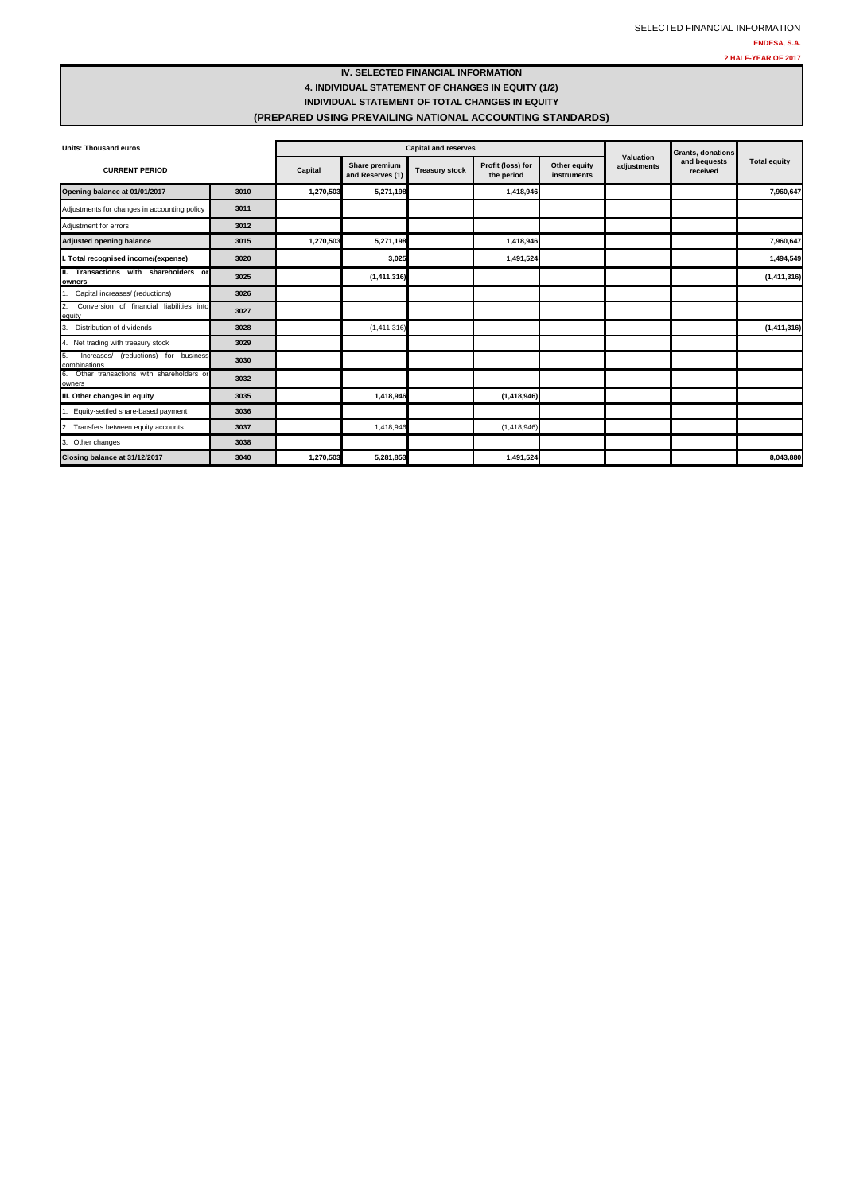SELECTED FINANCIAL INFORMATION

ENDESA, S.A.

2 HALF-YEAR OF 2017

# IV. SELECTED FINANCIAL INFORMATION

## 4. INDIVIDUAL STATEMENT OF CHANGES IN EQUITY (1/2)

### INDIVIDUAL STATEMENT OF TOTAL CHANGES IN EQUITY

### (PREPARED USING PREVAILING NATIONAL ACCOUNTING STANDARDS)

Units: Thousand euros

| CURRENT PERIOD | | Capital and reserves | | | | | Valuation adjustments | Grants, donations and bequests received | Total equity |
|---|---|---|---|---|---|---|---|---|---|
| | | Capital | Share premium and Reserves (1) | Treasury stock | Profit (loss) for the period | Other equity instruments | | | |
| **Opening balance at 01/01/2017** | 3010 | 1,270,503 | 5,271,198 | | 1,418,946 | | | | 7,960,647 |
| Adjustments for changes in accounting policy | 3011 | | | | | | | | |
| Adjustment for errors | 3012 | | | | | | | | |
| **Adjusted opening balance** | 3015 | 1,270,503 | 5,271,198 | | 1,418,946 | | | | 7,960,647 |
| **I. Total recognised income/(expense)** | 3020 | | 3,025 | | 1,491,524 | | | | 1,494,549 |
| **II. Transactions with shareholders or owners** | 3025 | | (1,411,316) | | | | | | (1,411,316) |
| 1. Capital increases/ (reductions) | 3026 | | | | | | | | |
| 2. Conversion of financial liabilities into equity | 3027 | | | | | | | | |
| 3. Distribution of dividends | 3028 | | (1,411,316) | | | | | | (1,411,316) |
| 4. Net trading with treasury stock | 3029 | | | | | | | | |
| 5. Increases/ (reductions) for business combinations | 3030 | | | | | | | | |
| 6. Other transactions with shareholders or owners | 3032 | | | | | | | | |
| **III. Other changes in equity** | 3035 | | 1,418,946 | | (1,418,946) | | | | |
| 1. Equity-settled share-based payment | 3036 | | | | | | | | |
| 2. Transfers between equity accounts | 3037 | | 1,418,946 | | (1,418,946) | | | | |
| 3. Other changes | 3038 | | | | | | | | |
| **Closing balance at 31/12/2017** | 3040 | 1,270,503 | 5,281,853 | | 1,491,524 | | | | 8,043,880 |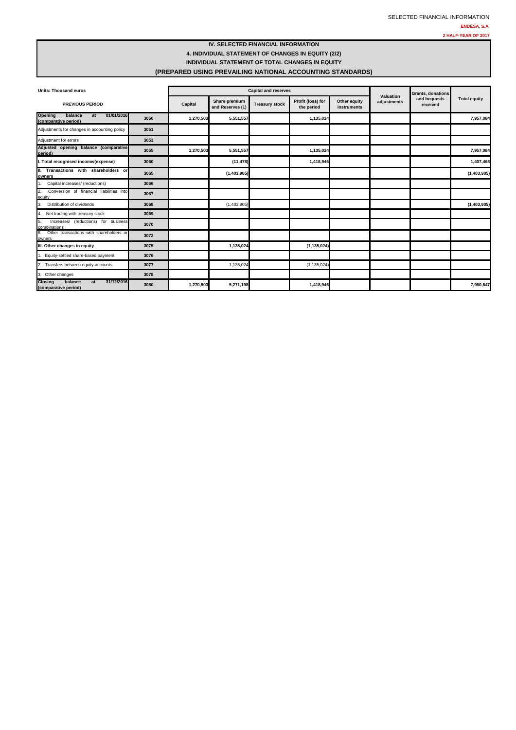# IV. SELECTED FINANCIAL INFORMATION

## 4. INDIVIDUAL STATEMENT OF CHANGES IN EQUITY (2/2)

## INDIVIDUAL STATEMENT OF TOTAL CHANGES IN EQUITY

## (PREPARED USING PREVAILING NATIONAL ACCOUNTING STANDARDS)

Units: Thousand euros

| PREVIOUS PERIOD | | Capital and reserves | | | | | Valuation adjustments | Grants, donations and bequests received | Total equity |
|---|---|---|---|---|---|---|---|---|---|
| | | Capital | Share premium and Reserves (1) | Treasury stock | Profit (loss) for the period | Other equity instruments | | | |
| **Opening balance at 01/01/2016 (comparative period)** | 3050 | **1,270,503** | **5,551,557** | | **1,135,024** | | | | **7,957,084** |
| Adjustments for changes in accounting policy | 3051 | | | | | | | | |
| Adjustment for errors | 3052 | | | | | | | | |
| **Adjusted opening balance (comparative period)** | 3055 | **1,270,503** | **5,551,557** | | **1,135,024** | | | | **7,957,084** |
| **I. Total recognised income/(expense)** | 3060 | | **(11,478)** | | **1,418,946** | | | | **1,407,468** |
| **II. Transactions with shareholders or owners** | 3065 | | **(1,403,905)** | | | | | | **(1,403,905)** |
| 1. Capital increases/ (reductions) | 3066 | | | | | | | | |
| 2. Conversion of financial liabilities into equity | 3067 | | | | | | | | |
| 3. Distribution of dividends | 3068 | | (1,403,905) | | | | | | **(1,403,905)** |
| 4. Net trading with treasury stock | 3069 | | | | | | | | |
| 5. Increases/ (reductions) for business combinations | 3070 | | | | | | | | |
| 6. Other transactions with shareholders or owners | 3072 | | | | | | | | |
| **III. Other changes in equity** | 3075 | | **1,135,024** | | **(1,135,024)** | | | | |
| 1. Equity-settled share-based payment | 3076 | | | | | | | | |
| 2. Transfers between equity accounts | 3077 | | 1,135,024 | | (1,135,024) | | | | |
| 3. Other changes | 3078 | | | | | | | | |
| **Closing balance at 31/12/2016 (comparative period)** | 3080 | **1,270,503** | **5,271,198** | | **1,418,946** | | | | **7,960,647** |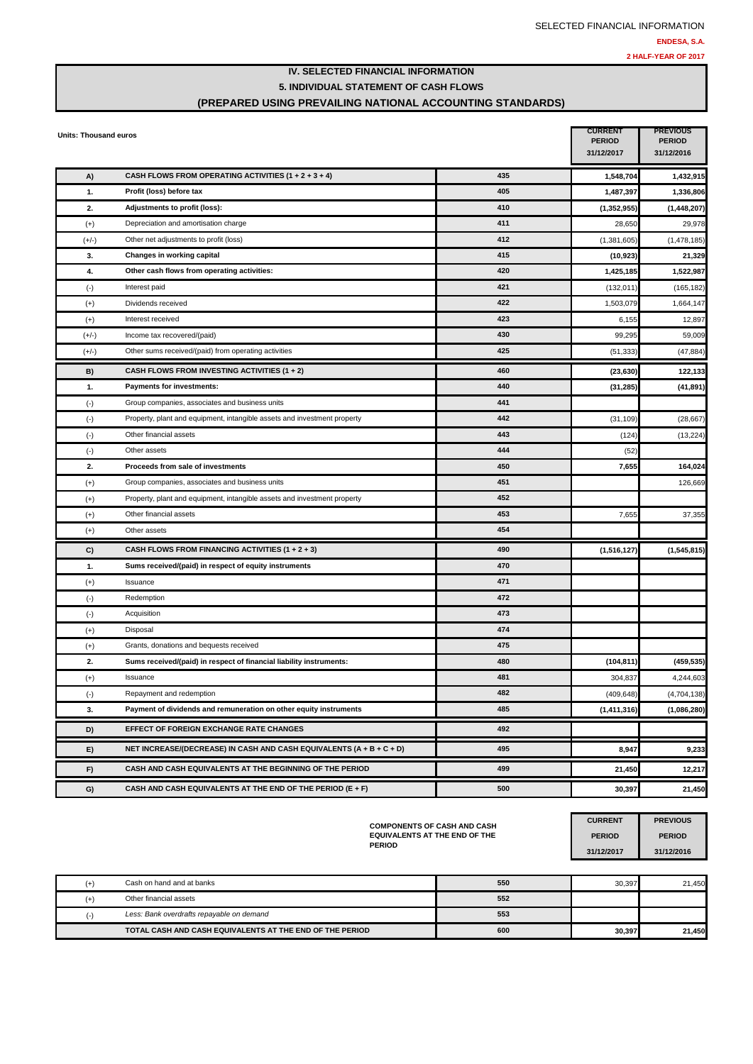SELECTED FINANCIAL INFORMATION

**ENDESA, S.A.**

**2 HALF-YEAR OF 2017**

# IV. SELECTED FINANCIAL INFORMATION

## 5. INDIVIDUAL STATEMENT OF CASH FLOWS

## (PREPARED USING PREVAILING NATIONAL ACCOUNTING STANDARDS)

**Units: Thousand euros**

| | | | CURRENT PERIOD 31/12/2017 | PREVIOUS PERIOD 31/12/2016 |
|---|---|---|---|---|
| **A)** | **CASH FLOWS FROM OPERATING ACTIVITIES (1 + 2 + 3 + 4)** | 435 | **1,548,704** | **1,432,915** |
| **1.** | **Profit (loss) before tax** | 405 | **1,487,397** | **1,336,806** |
| **2.** | **Adjustments to profit (loss):** | 410 | **(1,352,955)** | **(1,448,207)** |
| (+) | Depreciation and amortisation charge | 411 | 28,650 | 29,978 |
| (+/-) | Other net adjustments to profit (loss) | 412 | (1,381,605) | (1,478,185) |
| **3.** | **Changes in working capital** | 415 | **(10,923)** | **21,329** |
| **4.** | **Other cash flows from operating activities:** | 420 | **1,425,185** | **1,522,987** |
| (-) | Interest paid | 421 | (132,011) | (165,182) |
| (+) | Dividends received | 422 | 1,503,079 | 1,664,147 |
| (+) | Interest received | 423 | 6,155 | 12,897 |
| (+/-) | Income tax recovered/(paid) | 430 | 99,295 | 59,009 |
| (+/-) | Other sums received/(paid) from operating activities | 425 | (51,333) | (47,884) |
| **B)** | **CASH FLOWS FROM INVESTING ACTIVITIES (1 + 2)** | 460 | **(23,630)** | **122,133** |
| **1.** | **Payments for investments:** | 440 | **(31,285)** | **(41,891)** |
| (-) | Group companies, associates and business units | 441 | | |
| (-) | Property, plant and equipment, intangible assets and investment property | 442 | (31,109) | (28,667) |
| (-) | Other financial assets | 443 | (124) | (13,224) |
| (-) | Other assets | 444 | (52) | |
| **2.** | **Proceeds from sale of investments** | 450 | **7,655** | **164,024** |
| (+) | Group companies, associates and business units | 451 | | 126,669 |
| (+) | Property, plant and equipment, intangible assets and investment property | 452 | | |
| (+) | Other financial assets | 453 | 7,655 | 37,355 |
| (+) | Other assets | 454 | | |
| **C)** | **CASH FLOWS FROM FINANCING ACTIVITIES (1 + 2 + 3)** | 490 | **(1,516,127)** | **(1,545,815)** |
| **1.** | **Sums received/(paid) in respect of equity instruments** | 470 | | |
| (+) | Issuance | 471 | | |
| (-) | Redemption | 472 | | |
| (-) | Acquisition | 473 | | |
| (+) | Disposal | 474 | | |
| (+) | Grants, donations and bequests received | 475 | | |
| **2.** | **Sums received/(paid) in respect of financial liability instruments:** | 480 | **(104,811)** | **(459,535)** |
| (+) | Issuance | 481 | 304,837 | 4,244,603 |
| (-) | Repayment and redemption | 482 | (409,648) | (4,704,138) |
| **3.** | **Payment of dividends and remuneration on other equity instruments** | 485 | **(1,411,316)** | **(1,086,280)** |
| **D)** | **EFFECT OF FOREIGN EXCHANGE RATE CHANGES** | 492 | | |
| **E)** | **NET INCREASE/(DECREASE) IN CASH AND CASH EQUIVALENTS (A + B + C + D)** | 495 | **8,947** | **9,233** |
| **F)** | **CASH AND CASH EQUIVALENTS AT THE BEGINNING OF THE PERIOD** | 499 | **21,450** | **12,217** |
| **G)** | **CASH AND CASH EQUIVALENTS AT THE END OF THE PERIOD (E + F)** | 500 | **30,397** | **21,450** |

| | COMPONENTS OF CASH AND CASH EQUIVALENTS AT THE END OF THE PERIOD | | CURRENT PERIOD 31/12/2017 | PREVIOUS PERIOD 31/12/2016 |
|---|---|---|---|---|
| (+) | Cash on hand and at banks | 550 | 30,397 | 21,450 |
| (+) | Other financial assets | 552 | | |
| (-) | *Less: Bank overdrafts repayable on demand* | 553 | | |
| | **TOTAL CASH AND CASH EQUIVALENTS AT THE END OF THE PERIOD** | 600 | **30,397** | **21,450** |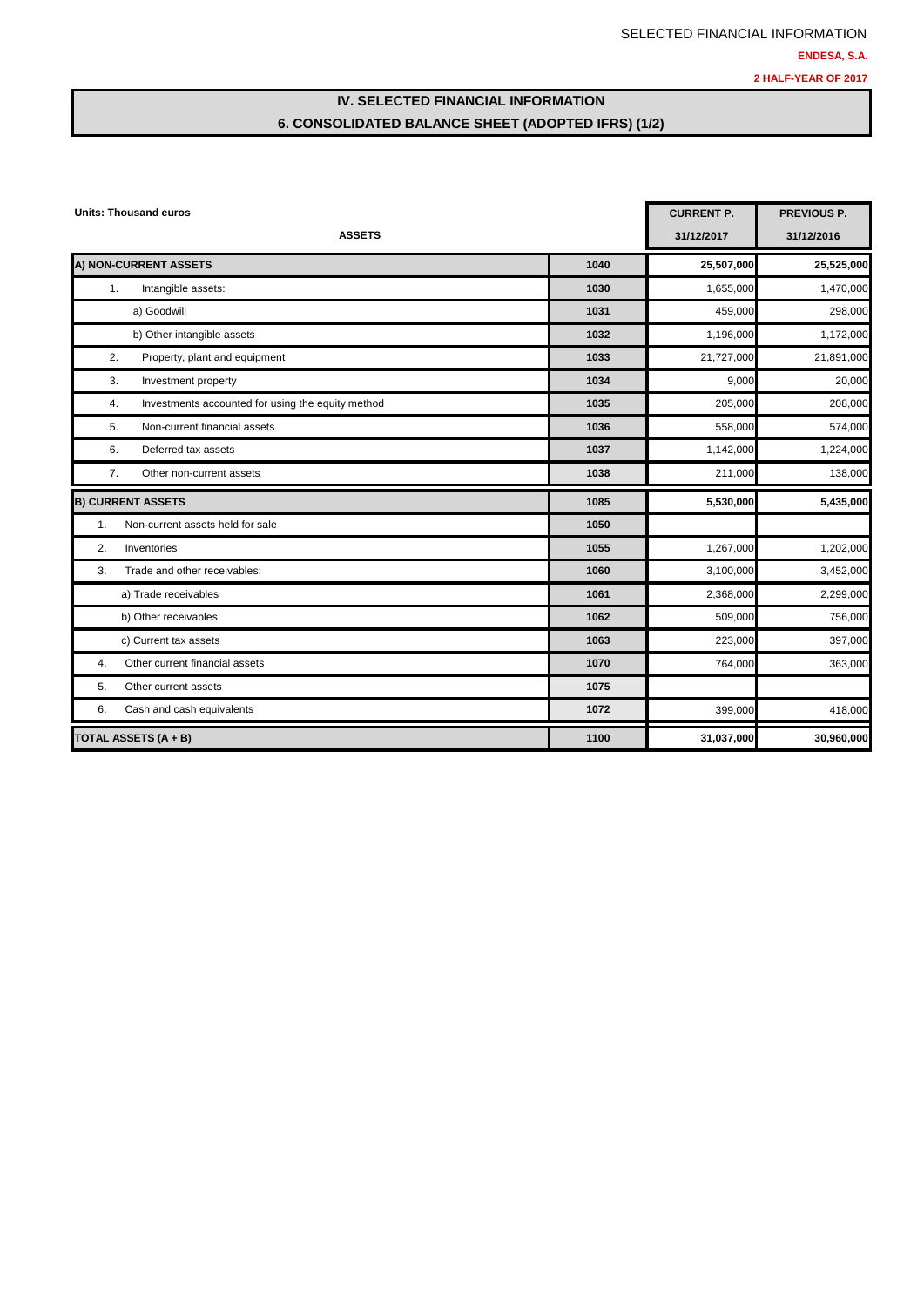SELECTED FINANCIAL INFORMATION

**ENDESA, S.A.**

**2 HALF-YEAR OF 2017**

# IV. SELECTED FINANCIAL INFORMATION

## 6. CONSOLIDATED BALANCE SHEET (ADOPTED IFRS) (1/2)

**Units: Thousand euros**

| ASSETS | | CURRENT P. 31/12/2017 | PREVIOUS P. 31/12/2016 |
|---|---|---|---|
| **A) NON-CURRENT ASSETS** | **1040** | **25,507,000** | **25,525,000** |
| 1. Intangible assets: | **1030** | 1,655,000 | 1,470,000 |
| a) Goodwill | **1031** | 459,000 | 298,000 |
| b) Other intangible assets | **1032** | 1,196,000 | 1,172,000 |
| 2. Property, plant and equipment | **1033** | 21,727,000 | 21,891,000 |
| 3. Investment property | **1034** | 9,000 | 20,000 |
| 4. Investments accounted for using the equity method | **1035** | 205,000 | 208,000 |
| 5. Non-current financial assets | **1036** | 558,000 | 574,000 |
| 6. Deferred tax assets | **1037** | 1,142,000 | 1,224,000 |
| 7. Other non-current assets | **1038** | 211,000 | 138,000 |
| **B) CURRENT ASSETS** | **1085** | **5,530,000** | **5,435,000** |
| 1. Non-current assets held for sale | **1050** | | |
| 2. Inventories | **1055** | 1,267,000 | 1,202,000 |
| 3. Trade and other receivables: | **1060** | 3,100,000 | 3,452,000 |
| a) Trade receivables | **1061** | 2,368,000 | 2,299,000 |
| b) Other receivables | **1062** | 509,000 | 756,000 |
| c) Current tax assets | **1063** | 223,000 | 397,000 |
| 4. Other current financial assets | **1070** | 764,000 | 363,000 |
| 5. Other current assets | **1075** | | |
| 6. Cash and cash equivalents | **1072** | 399,000 | 418,000 |
| **TOTAL ASSETS (A + B)** | **1100** | **31,037,000** | **30,960,000** |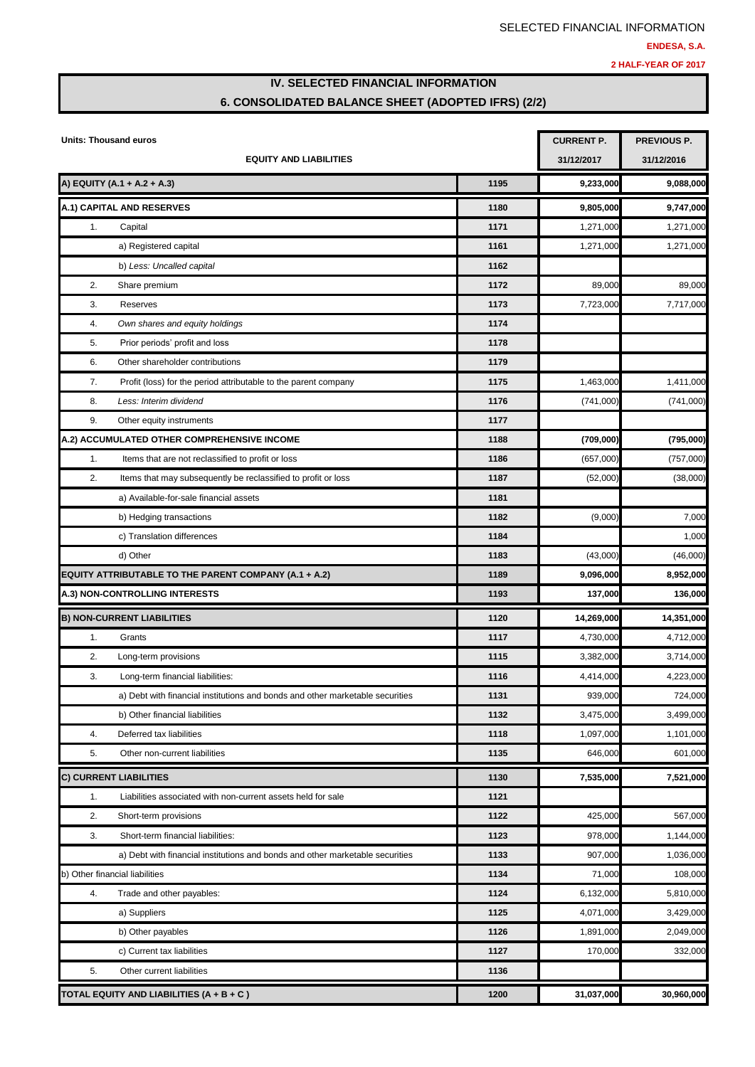SELECTED FINANCIAL INFORMATION

**ENDESA, S.A.**

**2 HALF-YEAR OF 2017**

# IV. SELECTED FINANCIAL INFORMATION

## 6. CONSOLIDATED BALANCE SHEET (ADOPTED IFRS) (2/2)

| **Units: Thousand euros** | | **CURRENT P.** | **PREVIOUS P.** |
|---|---|---|---|
| **EQUITY AND LIABILITIES** | | **31/12/2017** | **31/12/2016** |
| **A) EQUITY (A.1 + A.2 + A.3)** | **1195** | **9,233,000** | **9,088,000** |
| **A.1) CAPITAL AND RESERVES** | **1180** | **9,805,000** | **9,747,000** |
| 1. Capital | **1171** | 1,271,000 | 1,271,000 |
| a) Registered capital | **1161** | 1,271,000 | 1,271,000 |
| b) *Less: Uncalled capital* | **1162** | | |
| 2. Share premium | **1172** | 89,000 | 89,000 |
| 3. Reserves | **1173** | 7,723,000 | 7,717,000 |
| 4. *Own shares and equity holdings* | **1174** | | |
| 5. Prior periods' profit and loss | **1178** | | |
| 6. Other shareholder contributions | **1179** | | |
| 7. Profit (loss) for the period attributable to the parent company | **1175** | 1,463,000 | 1,411,000 |
| 8. *Less: Interim dividend* | **1176** | (741,000) | (741,000) |
| 9. Other equity instruments | **1177** | | |
| **A.2) ACCUMULATED OTHER COMPREHENSIVE INCOME** | **1188** | **(709,000)** | **(795,000)** |
| 1. Items that are not reclassified to profit or loss | **1186** | (657,000) | (757,000) |
| 2. Items that may subsequently be reclassified to profit or loss | **1187** | (52,000) | (38,000) |
| a) Available-for-sale financial assets | **1181** | | |
| b) Hedging transactions | **1182** | (9,000) | 7,000 |
| c) Translation differences | **1184** | | 1,000 |
| d) Other | **1183** | (43,000) | (46,000) |
| **EQUITY ATTRIBUTABLE TO THE PARENT COMPANY (A.1 + A.2)** | **1189** | **9,096,000** | **8,952,000** |
| **A.3) NON-CONTROLLING INTERESTS** | **1193** | **137,000** | **136,000** |
| **B) NON-CURRENT LIABILITIES** | **1120** | **14,269,000** | **14,351,000** |
| 1. Grants | **1117** | 4,730,000 | 4,712,000 |
| 2. Long-term provisions | **1115** | 3,382,000 | 3,714,000 |
| 3. Long-term financial liabilities: | **1116** | 4,414,000 | 4,223,000 |
| a) Debt with financial institutions and bonds and other marketable securities | **1131** | 939,000 | 724,000 |
| b) Other financial liabilities | **1132** | 3,475,000 | 3,499,000 |
| 4. Deferred tax liabilities | **1118** | 1,097,000 | 1,101,000 |
| 5. Other non-current liabilities | **1135** | 646,000 | 601,000 |
| **C) CURRENT LIABILITIES** | **1130** | **7,535,000** | **7,521,000** |
| 1. Liabilities associated with non-current assets held for sale | **1121** | | |
| 2. Short-term provisions | **1122** | 425,000 | 567,000 |
| 3. Short-term financial liabilities: | **1123** | 978,000 | 1,144,000 |
| a) Debt with financial institutions and bonds and other marketable securities | **1133** | 907,000 | 1,036,000 |
| b) Other financial liabilities | **1134** | 71,000 | 108,000 |
| 4. Trade and other payables: | **1124** | 6,132,000 | 5,810,000 |
| a) Suppliers | **1125** | 4,071,000 | 3,429,000 |
| b) Other payables | **1126** | 1,891,000 | 2,049,000 |
| c) Current tax liabilities | **1127** | 170,000 | 332,000 |
| 5. Other current liabilities | **1136** | | |
| **TOTAL EQUITY AND LIABILITIES (A + B + C )** | **1200** | **31,037,000** | **30,960,000** |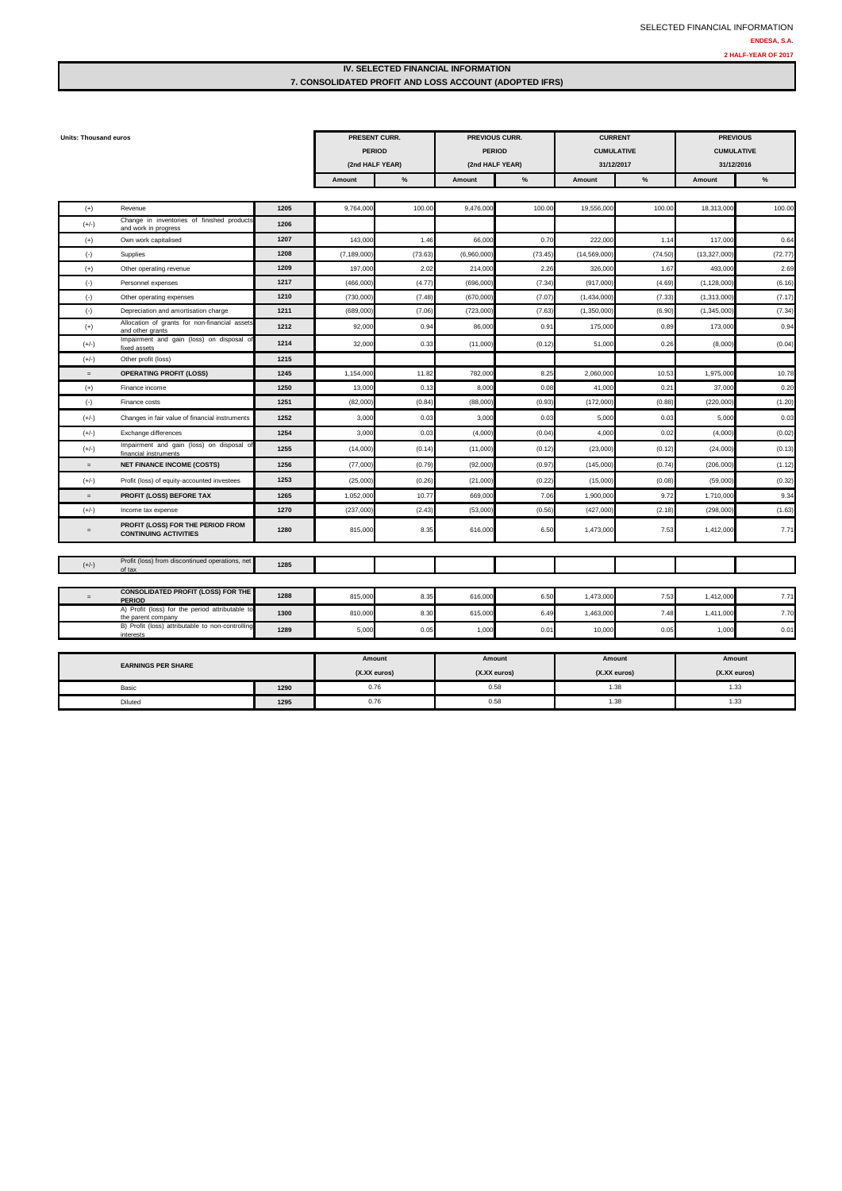# IV. SELECTED FINANCIAL INFORMATION

## 7. CONSOLIDATED PROFIT AND LOSS ACCOUNT (ADOPTED IFRS)

Units: Thousand euros

| | | | PRESENT CURR. PERIOD (2nd HALF YEAR) | | PREVIOUS CURR. PERIOD (2nd HALF YEAR) | | CURRENT CUMULATIVE 31/12/2017 | | PREVIOUS CUMULATIVE 31/12/2016 | |
|---|---|---|---|---|---|---|---|---|---|---|
| | | | Amount | % | Amount | % | Amount | % | Amount | % |
| (+) | Revenue | 1205 | 9,764,000 | 100.00 | 9,476,000 | 100.00 | 19,556,000 | 100.00 | 18,313,000 | 100.00 |
| (+/-) | Change in inventories of finished products and work in progress | 1206 | | | | | | | | |
| (+) | Own work capitalised | 1207 | 143,000 | 1.46 | 66,000 | 0.70 | 222,000 | 1.14 | 117,000 | 0.64 |
| (-) | Supplies | 1208 | (7,189,000) | (73.63) | (6,960,000) | (73.45) | (14,569,000) | (74.50) | (13,327,000) | (72.77) |
| (+) | Other operating revenue | 1209 | 197,000 | 2.02 | 214,000 | 2.26 | 326,000 | 1.67 | 493,000 | 2.69 |
| (-) | Personnel expenses | 1217 | (466,000) | (4.77) | (696,000) | (7.34) | (917,000) | (4.69) | (1,128,000) | (6.16) |
| (-) | Other operating expenses | 1210 | (730,000) | (7.48) | (670,000) | (7.07) | (1,434,000) | (7.33) | (1,313,000) | (7.17) |
| (-) | Depreciation and amortisation charge | 1211 | (689,000) | (7.06) | (723,000) | (7.63) | (1,350,000) | (6.90) | (1,345,000) | (7.34) |
| (+) | Allocation of grants for non-financial assets and other grants | 1212 | 92,000 | 0.94 | 86,000 | 0.91 | 175,000 | 0.89 | 173,000 | 0.94 |
| (+/-) | Impairment and gain (loss) on disposal of fixed assets | 1214 | 32,000 | 0.33 | (11,000) | (0.12) | 51,000 | 0.26 | (8,000) | (0.04) |
| (+/-) | Other profit (loss) | 1215 | | | | | | | | |
| = | **OPERATING PROFIT (LOSS)** | 1245 | 1,154,000 | 11.82 | 782,000 | 8.25 | 2,060,000 | 10.53 | 1,975,000 | 10.78 |
| (+) | Finance income | 1250 | 13,000 | 0.13 | 8,000 | 0.08 | 41,000 | 0.21 | 37,000 | 0.20 |
| (-) | Finance costs | 1251 | (82,000) | (0.84) | (88,000) | (0.93) | (172,000) | (0.88) | (220,000) | (1.20) |
| (+/-) | Changes in fair value of financial instruments | 1252 | 3,000 | 0.03 | 3,000 | 0.03 | 5,000 | 0.03 | 5,000 | 0.03 |
| (+/-) | Exchange differences | 1254 | 3,000 | 0.03 | (4,000) | (0.04) | 4,000 | 0.02 | (4,000) | (0.02) |
| (+/-) | Impairment and gain (loss) on disposal of financial instruments | 1255 | (14,000) | (0.14) | (11,000) | (0.12) | (23,000) | (0.12) | (24,000) | (0.13) |
| = | **NET FINANCE INCOME (COSTS)** | 1256 | (77,000) | (0.79) | (92,000) | (0.97) | (145,000) | (0.74) | (206,000) | (1.12) |
| (+/-) | Profit (loss) of equity-accounted investees | 1253 | (25,000) | (0.26) | (21,000) | (0.22) | (15,000) | (0.08) | (59,000) | (0.32) |
| = | **PROFIT (LOSS) BEFORE TAX** | 1265 | 1,052,000 | 10.77 | 669,000 | 7.06 | 1,900,000 | 9.72 | 1,710,000 | 9.34 |
| (+/-) | Income tax expense | 1270 | (237,000) | (2.43) | (53,000) | (0.56) | (427,000) | (2.18) | (298,000) | (1.63) |
| = | **PROFIT (LOSS) FOR THE PERIOD FROM CONTINUING ACTIVITIES** | 1280 | 815,000 | 8.35 | 616,000 | 6.50 | 1,473,000 | 7.53 | 1,412,000 | 7.71 |
| (+/-) | Profit (loss) from discontinued operations, net of tax | 1285 | | | | | | | | |
| = | **CONSOLIDATED PROFIT (LOSS) FOR THE PERIOD** | 1288 | 815,000 | 8.35 | 616,000 | 6.50 | 1,473,000 | 7.53 | 1,412,000 | 7.71 |
| | A) Profit (loss) for the period attributable to the parent company | 1300 | 810,000 | 8.30 | 615,000 | 6.49 | 1,463,000 | 7.48 | 1,411,000 | 7.70 |
| | B) Profit (loss) attributable to non-controlling interests | 1289 | 5,000 | 0.05 | 1,000 | 0.01 | 10,000 | 0.05 | 1,000 | 0.01 |

| EARNINGS PER SHARE | | Amount (X.XX euros) | Amount (X.XX euros) | Amount (X.XX euros) | Amount (X.XX euros) |
|---|---|---|---|---|---|
| Basic | 1290 | 0.76 | 0.58 | 1.38 | 1.33 |
| Diluted | 1295 | 0.76 | 0.58 | 1.38 | 1.33 |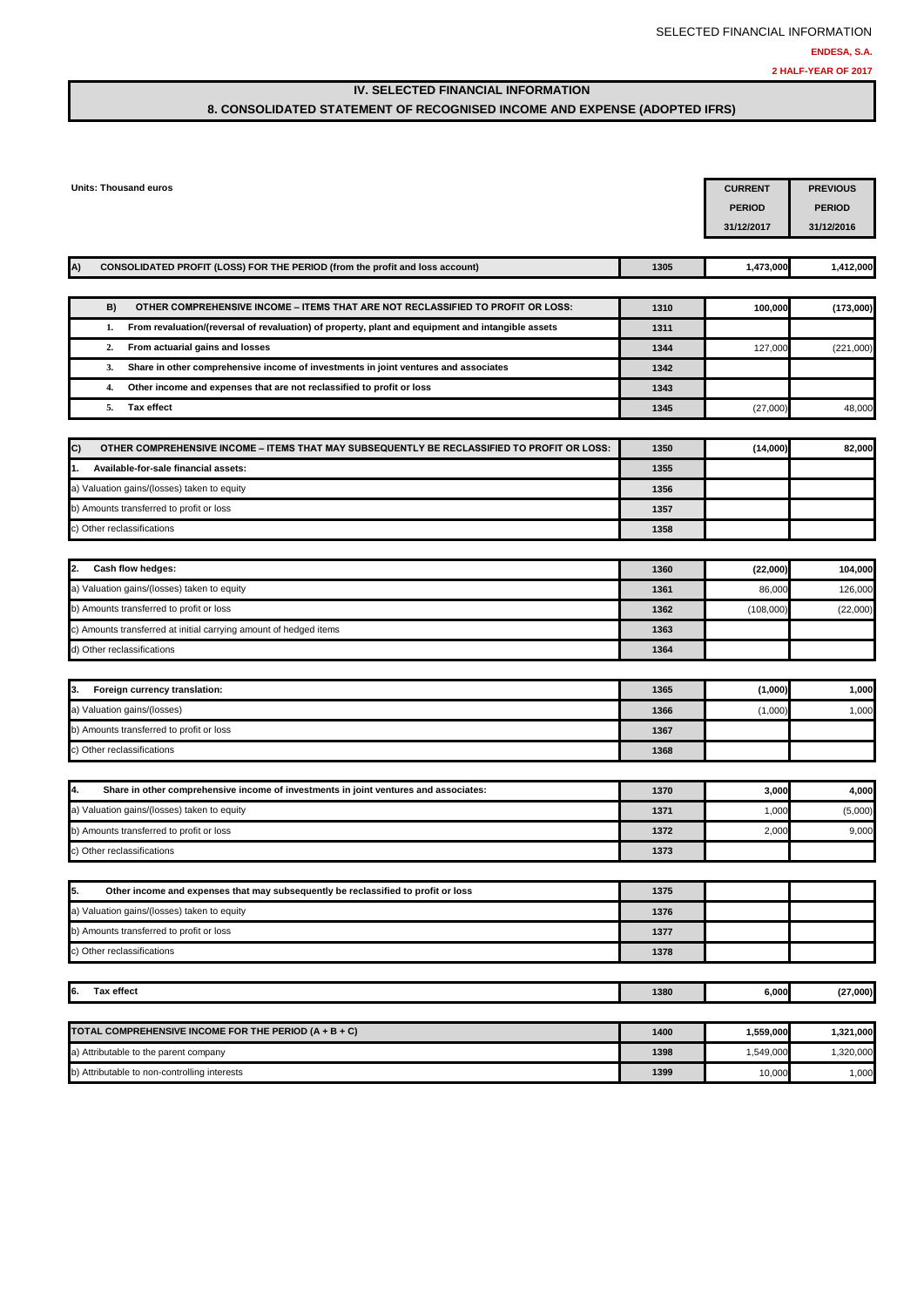# IV. SELECTED FINANCIAL INFORMATION

## 8. CONSOLIDATED STATEMENT OF RECOGNISED INCOME AND EXPENSE (ADOPTED IFRS)

Units: Thousand euros

| | | CURRENT PERIOD 31/12/2017 | PREVIOUS PERIOD 31/12/2016 |
|---|---|---|---|
| **A) CONSOLIDATED PROFIT (LOSS) FOR THE PERIOD (from the profit and loss account)** | 1305 | 1,473,000 | 1,412,000 |
| **B) OTHER COMPREHENSIVE INCOME – ITEMS THAT ARE NOT RECLASSIFIED TO PROFIT OR LOSS:** | 1310 | 100,000 | (173,000) |
| 1. From revaluation/(reversal of revaluation) of property, plant and equipment and intangible assets | 1311 | | |
| 2. From actuarial gains and losses | 1344 | 127,000 | (221,000) |
| 3. Share in other comprehensive income of investments in joint ventures and associates | 1342 | | |
| 4. Other income and expenses that are not reclassified to profit or loss | 1343 | | |
| 5. Tax effect | 1345 | (27,000) | 48,000 |
| **C) OTHER COMPREHENSIVE INCOME – ITEMS THAT MAY SUBSEQUENTLY BE RECLASSIFIED TO PROFIT OR LOSS:** | 1350 | (14,000) | 82,000 |
| **1. Available-for-sale financial assets:** | 1355 | | |
| a) Valuation gains/(losses) taken to equity | 1356 | | |
| b) Amounts transferred to profit or loss | 1357 | | |
| c) Other reclassifications | 1358 | | |
| **2. Cash flow hedges:** | 1360 | (22,000) | 104,000 |
| a) Valuation gains/(losses) taken to equity | 1361 | 86,000 | 126,000 |
| b) Amounts transferred to profit or loss | 1362 | (108,000) | (22,000) |
| c) Amounts transferred at initial carrying amount of hedged items | 1363 | | |
| d) Other reclassifications | 1364 | | |
| **3. Foreign currency translation:** | 1365 | (1,000) | 1,000 |
| a) Valuation gains/(losses) | 1366 | (1,000) | 1,000 |
| b) Amounts transferred to profit or loss | 1367 | | |
| c) Other reclassifications | 1368 | | |
| **4. Share in other comprehensive income of investments in joint ventures and associates:** | 1370 | 3,000 | 4,000 |
| a) Valuation gains/(losses) taken to equity | 1371 | 1,000 | (5,000) |
| b) Amounts transferred to profit or loss | 1372 | 2,000 | 9,000 |
| c) Other reclassifications | 1373 | | |
| **5. Other income and expenses that may subsequently be reclassified to profit or loss** | 1375 | | |
| a) Valuation gains/(losses) taken to equity | 1376 | | |
| b) Amounts transferred to profit or loss | 1377 | | |
| c) Other reclassifications | 1378 | | |
| **6. Tax effect** | 1380 | 6,000 | (27,000) |
| **TOTAL COMPREHENSIVE INCOME FOR THE PERIOD (A + B + C)** | 1400 | 1,559,000 | 1,321,000 |
| a) Attributable to the parent company | 1398 | 1,549,000 | 1,320,000 |
| b) Attributable to non-controlling interests | 1399 | 10,000 | 1,000 |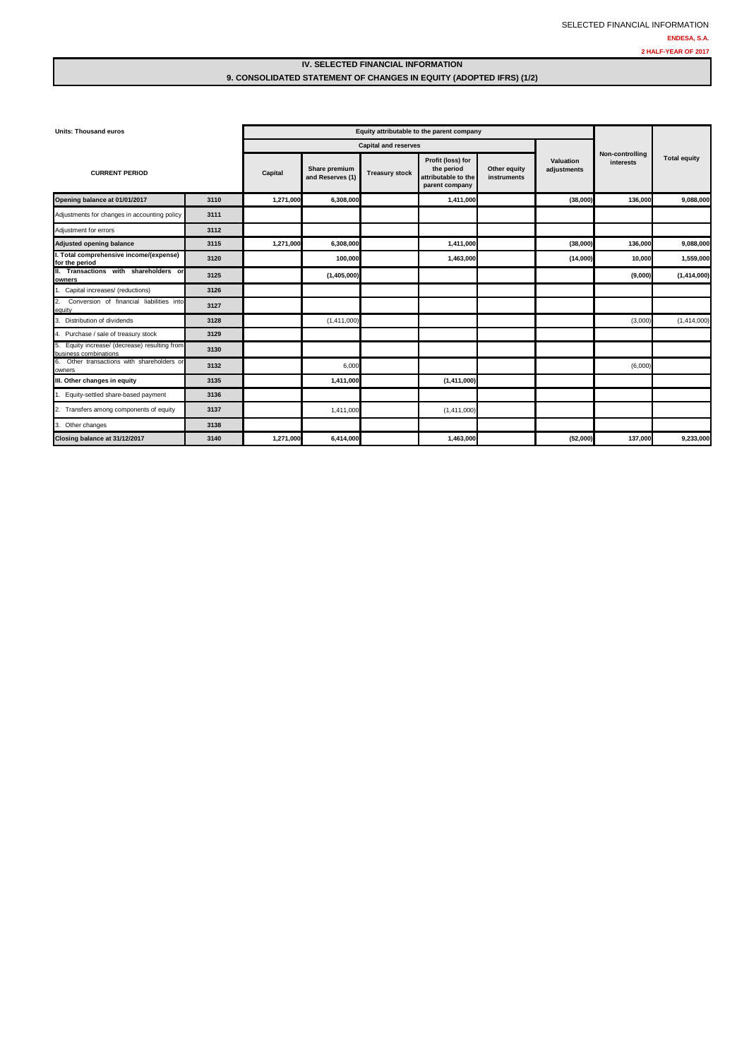# IV. SELECTED FINANCIAL INFORMATION

## 9. CONSOLIDATED STATEMENT OF CHANGES IN EQUITY (ADOPTED IFRS) (1/2)

Units: Thousand euros

| CURRENT PERIOD | | Equity attributable to the parent company | | | | | | Non-controlling interests | Total equity |
|---|---|---|---|---|---|---|---|---|---|
| | | Capital and reserves | | | | | Valuation adjustments | | |
| | | Capital | Share premium and Reserves (1) | Treasury stock | Profit (loss) for the period attributable to the parent company | Other equity instruments | | | |
| **Opening balance at 01/01/2017** | 3110 | 1,271,000 | 6,308,000 | | 1,411,000 | | (38,000) | 136,000 | 9,088,000 |
| Adjustments for changes in accounting policy | 3111 | | | | | | | | |
| Adjustment for errors | 3112 | | | | | | | | |
| **Adjusted opening balance** | 3115 | 1,271,000 | 6,308,000 | | 1,411,000 | | (38,000) | 136,000 | 9,088,000 |
| **I. Total comprehensive income/(expense) for the period** | 3120 | | 100,000 | | 1,463,000 | | (14,000) | 10,000 | 1,559,000 |
| **II. Transactions with shareholders or owners** | 3125 | | (1,405,000) | | | | | (9,000) | (1,414,000) |
| 1. Capital increases/ (reductions) | 3126 | | | | | | | | |
| 2. Conversion of financial liabilities into equity | 3127 | | | | | | | | |
| 3. Distribution of dividends | 3128 | | (1,411,000) | | | | | (3,000) | (1,414,000) |
| 4. Purchase / sale of treasury stock | 3129 | | | | | | | | |
| 5. Equity increase/ (decrease) resulting from business combinations | 3130 | | | | | | | | |
| 6. Other transactions with shareholders or owners | 3132 | | 6,000 | | | | | (6,000) | |
| **III. Other changes in equity** | 3135 | | 1,411,000 | | (1,411,000) | | | | |
| 1. Equity-settled share-based payment | 3136 | | | | | | | | |
| 2. Transfers among components of equity | 3137 | | 1,411,000 | | (1,411,000) | | | | |
| 3. Other changes | 3138 | | | | | | | | |
| **Closing balance at 31/12/2017** | 3140 | 1,271,000 | 6,414,000 | | 1,463,000 | | (52,000) | 137,000 | 9,233,000 |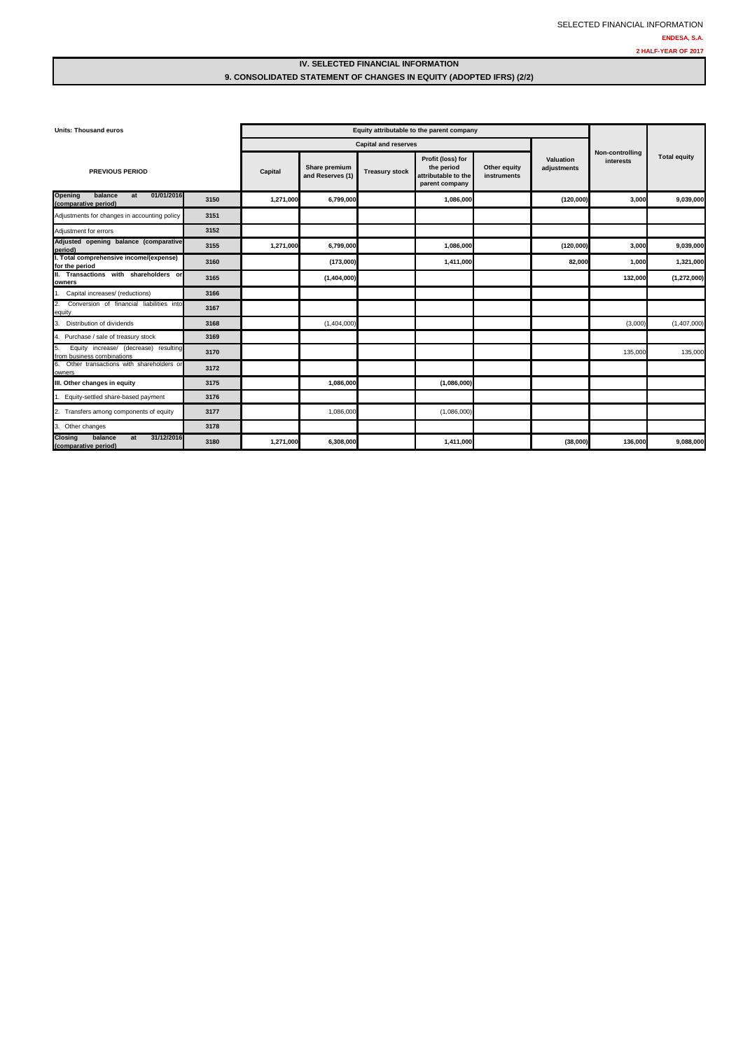SELECTED FINANCIAL INFORMATION

ENDESA, S.A.

2 HALF-YEAR OF 2017

## IV. SELECTED FINANCIAL INFORMATION

### 9. CONSOLIDATED STATEMENT OF CHANGES IN EQUITY (ADOPTED IFRS) (2/2)

| Units: Thousand euros | | Equity attributable to the parent company | | | | | | | |
|---|---|---|---|---|---|---|---|---|---|
| | | Capital and reserves | | | | | | | |
| PREVIOUS PERIOD | | Capital | Share premium and Reserves (1) | Treasury stock | Profit (loss) for the period attributable to the parent company | Other equity instruments | Valuation adjustments | Non-controlling interests | Total equity |
| **Opening balance at 01/01/2016 (comparative period)** | 3150 | **1,271,000** | **6,799,000** | | **1,086,000** | | **(120,000)** | **3,000** | **9,039,000** |
| Adjustments for changes in accounting policy | 3151 | | | | | | | | |
| Adjustment for errors | 3152 | | | | | | | | |
| **Adjusted opening balance (comparative period)** | 3155 | **1,271,000** | **6,799,000** | | **1,086,000** | | **(120,000)** | **3,000** | **9,039,000** |
| **I. Total comprehensive income/(expense) for the period** | 3160 | | **(173,000)** | | **1,411,000** | | **82,000** | **1,000** | **1,321,000** |
| **II. Transactions with shareholders or owners** | 3165 | | **(1,404,000)** | | | | | **132,000** | **(1,272,000)** |
| 1. Capital increases/ (reductions) | 3166 | | | | | | | | |
| 2. Conversion of financial liabilities into equity | 3167 | | | | | | | | |
| 3. Distribution of dividends | 3168 | | (1,404,000) | | | | | (3,000) | (1,407,000) |
| 4. Purchase / sale of treasury stock | 3169 | | | | | | | | |
| 5. Equity increase/ (decrease) resulting from business combinations | 3170 | | | | | | | 135,000 | 135,000 |
| 6. Other transactions with shareholders or owners | 3172 | | | | | | | | |
| **III. Other changes in equity** | 3175 | | **1,086,000** | | **(1,086,000)** | | | | |
| 1. Equity-settled share-based payment | 3176 | | | | | | | | |
| 2. Transfers among components of equity | 3177 | | 1,086,000 | | (1,086,000) | | | | |
| 3. Other changes | 3178 | | | | | | | | |
| **Closing balance at 31/12/2016 (comparative period)** | 3180 | **1,271,000** | **6,308,000** | | **1,411,000** | | **(38,000)** | **136,000** | **9,088,000** |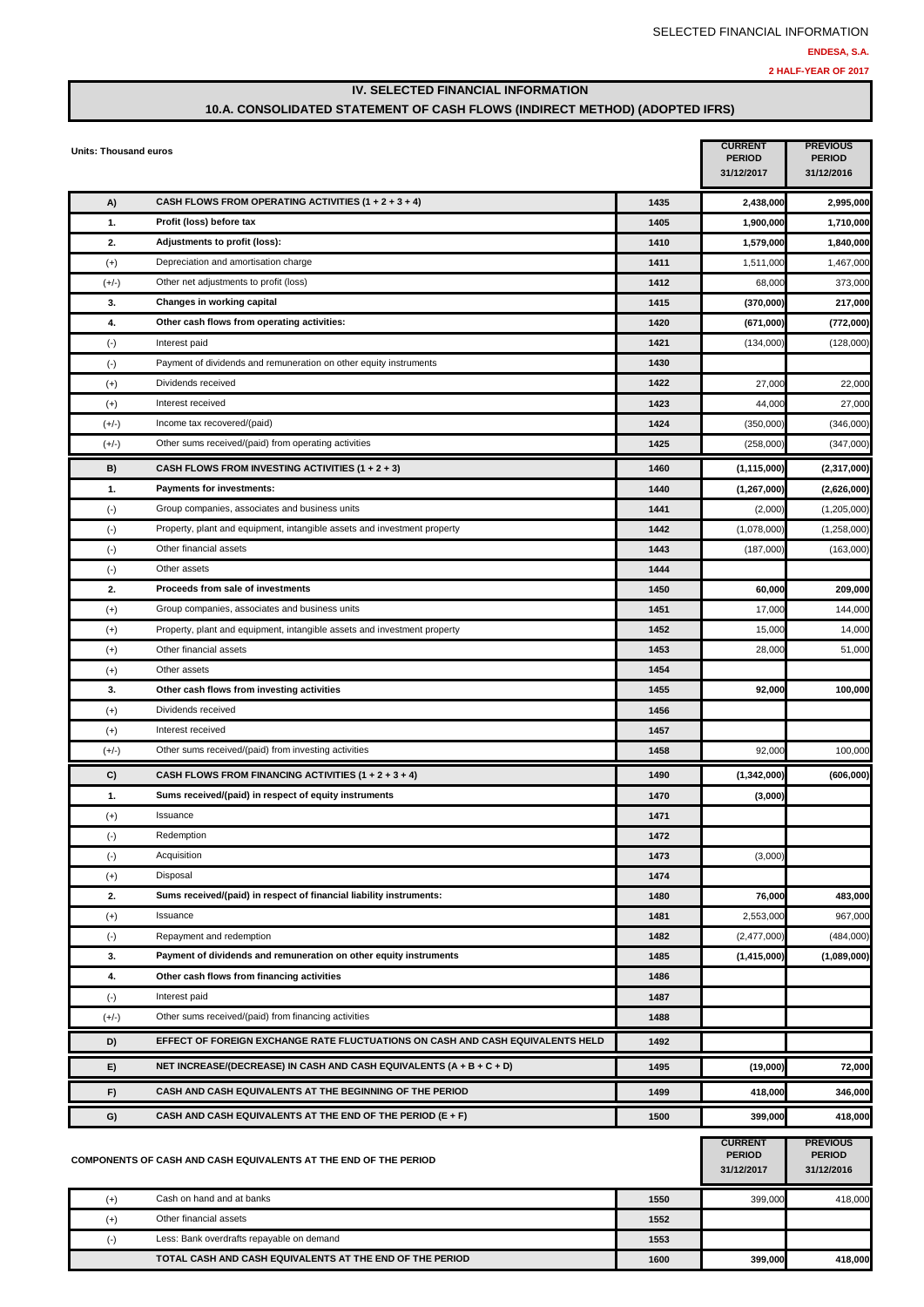SELECTED FINANCIAL INFORMATION

**ENDESA, S.A.**

**2 HALF-YEAR OF 2017**

# IV. SELECTED FINANCIAL INFORMATION

## 10.A. CONSOLIDATED STATEMENT OF CASH FLOWS (INDIRECT METHOD) (ADOPTED IFRS)

| Units: Thousand euros | | | CURRENT PERIOD 31/12/2017 | PREVIOUS PERIOD 31/12/2016 |
|---|---|---|---|---|
| **A)** | **CASH FLOWS FROM OPERATING ACTIVITIES (1 + 2 + 3 + 4)** | **1435** | **2,438,000** | **2,995,000** |
| **1.** | **Profit (loss) before tax** | **1405** | **1,900,000** | **1,710,000** |
| **2.** | **Adjustments to profit (loss):** | **1410** | **1,579,000** | **1,840,000** |
| (+) | Depreciation and amortisation charge | 1411 | 1,511,000 | 1,467,000 |
| (+/-) | Other net adjustments to profit (loss) | 1412 | 68,000 | 373,000 |
| **3.** | **Changes in working capital** | **1415** | **(370,000)** | **217,000** |
| **4.** | **Other cash flows from operating activities:** | **1420** | **(671,000)** | **(772,000)** |
| (-) | Interest paid | 1421 | (134,000) | (128,000) |
| (-) | Payment of dividends and remuneration on other equity instruments | 1430 | | |
| (+) | Dividends received | 1422 | 27,000 | 22,000 |
| (+) | Interest received | 1423 | 44,000 | 27,000 |
| (+/-) | Income tax recovered/(paid) | 1424 | (350,000) | (346,000) |
| (+/-) | Other sums received/(paid) from operating activities | 1425 | (258,000) | (347,000) |
| **B)** | **CASH FLOWS FROM INVESTING ACTIVITIES (1 + 2 + 3)** | **1460** | **(1,115,000)** | **(2,317,000)** |
| **1.** | **Payments for investments:** | **1440** | **(1,267,000)** | **(2,626,000)** |
| (-) | Group companies, associates and business units | 1441 | (2,000) | (1,205,000) |
| (-) | Property, plant and equipment, intangible assets and investment property | 1442 | (1,078,000) | (1,258,000) |
| (-) | Other financial assets | 1443 | (187,000) | (163,000) |
| (-) | Other assets | 1444 | | |
| **2.** | **Proceeds from sale of investments** | **1450** | **60,000** | **209,000** |
| (+) | Group companies, associates and business units | 1451 | 17,000 | 144,000 |
| (+) | Property, plant and equipment, intangible assets and investment property | 1452 | 15,000 | 14,000 |
| (+) | Other financial assets | 1453 | 28,000 | 51,000 |
| (+) | Other assets | 1454 | | |
| **3.** | **Other cash flows from investing activities** | **1455** | **92,000** | **100,000** |
| (+) | Dividends received | 1456 | | |
| (+) | Interest received | 1457 | | |
| (+/-) | Other sums received/(paid) from investing activities | 1458 | 92,000 | 100,000 |
| **C)** | **CASH FLOWS FROM FINANCING ACTIVITIES (1 + 2 + 3 + 4)** | **1490** | **(1,342,000)** | **(606,000)** |
| **1.** | **Sums received/(paid) in respect of equity instruments** | **1470** | **(3,000)** | |
| (+) | Issuance | 1471 | | |
| (-) | Redemption | 1472 | | |
| (-) | Acquisition | 1473 | (3,000) | |
| (+) | Disposal | 1474 | | |
| **2.** | **Sums received/(paid) in respect of financial liability instruments:** | **1480** | **76,000** | **483,000** |
| (+) | Issuance | 1481 | 2,553,000 | 967,000 |
| (-) | Repayment and redemption | 1482 | (2,477,000) | (484,000) |
| **3.** | **Payment of dividends and remuneration on other equity instruments** | **1485** | **(1,415,000)** | **(1,089,000)** |
| **4.** | **Other cash flows from financing activities** | **1486** | | |
| (-) | Interest paid | 1487 | | |
| (+/-) | Other sums received/(paid) from financing activities | 1488 | | |
| **D)** | **EFFECT OF FOREIGN EXCHANGE RATE FLUCTUATIONS ON CASH AND CASH EQUIVALENTS HELD** | **1492** | | |
| **E)** | **NET INCREASE/(DECREASE) IN CASH AND CASH EQUIVALENTS (A + B + C + D)** | **1495** | **(19,000)** | **72,000** |
| **F)** | **CASH AND CASH EQUIVALENTS AT THE BEGINNING OF THE PERIOD** | **1499** | **418,000** | **346,000** |
| **G)** | **CASH AND CASH EQUIVALENTS AT THE END OF THE PERIOD (E + F)** | **1500** | **399,000** | **418,000** |

| COMPONENTS OF CASH AND CASH EQUIVALENTS AT THE END OF THE PERIOD | | | CURRENT PERIOD 31/12/2017 | PREVIOUS PERIOD 31/12/2016 |
|---|---|---|---|---|
| (+) | Cash on hand and at banks | 1550 | 399,000 | 418,000 |
| (+) | Other financial assets | 1552 | | |
| (-) | Less: Bank overdrafts repayable on demand | 1553 | | |
| | **TOTAL CASH AND CASH EQUIVALENTS AT THE END OF THE PERIOD** | **1600** | **399,000** | **418,000** |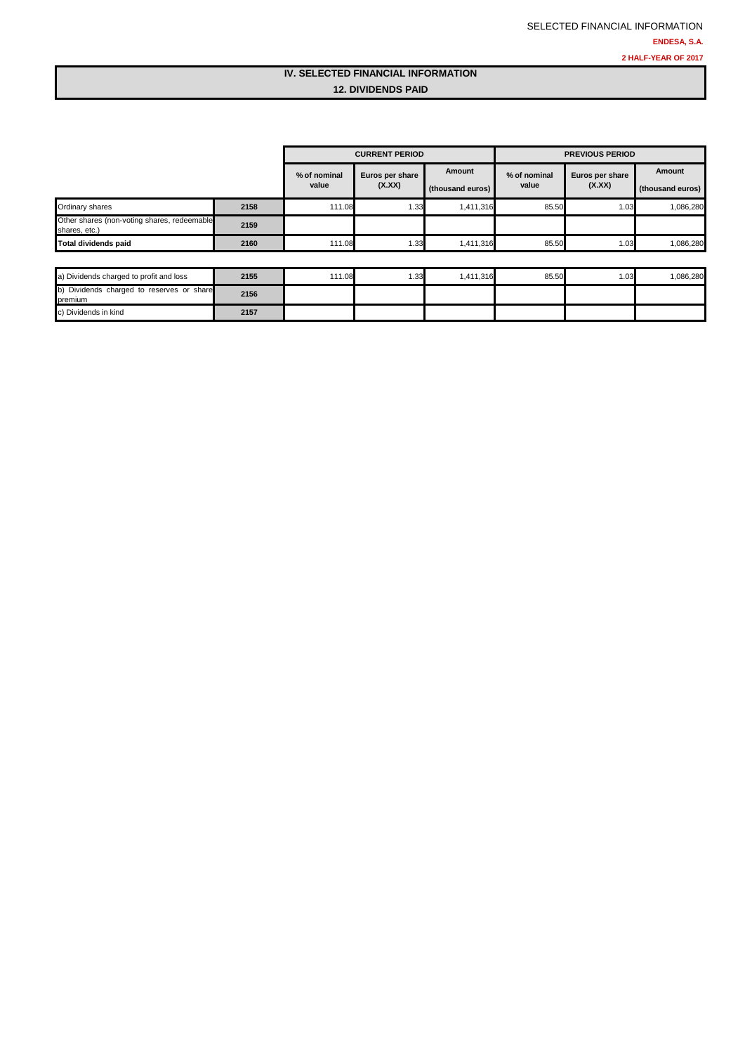# IV. SELECTED FINANCIAL INFORMATION

## 12. DIVIDENDS PAID

| | | CURRENT PERIOD | | | PREVIOUS PERIOD | | |
|---|---|---|---|---|---|---|---|
| | | % of nominal value | Euros per share (X.XX) | Amount (thousand euros) | % of nominal value | Euros per share (X.XX) | Amount (thousand euros) |
| Ordinary shares | 2158 | 111.08 | 1.33 | 1,411,316 | 85.50 | 1.03 | 1,086,280 |
| Other shares (non-voting shares, redeemable shares, etc.) | 2159 | | | | | | |
| **Total dividends paid** | 2160 | 111.08 | 1.33 | 1,411,316 | 85.50 | 1.03 | 1,086,280 |

| | | % of nominal value | Euros per share (X.XX) | Amount (thousand euros) | % of nominal value | Euros per share (X.XX) | Amount (thousand euros) |
|---|---|---|---|---|---|---|---|
| a) Dividends charged to profit and loss | 2155 | 111.08 | 1.33 | 1,411,316 | 85.50 | 1.03 | 1,086,280 |
| b) Dividends charged to reserves or share premium | 2156 | | | | | | |
| c) Dividends in kind | 2157 | | | | | | |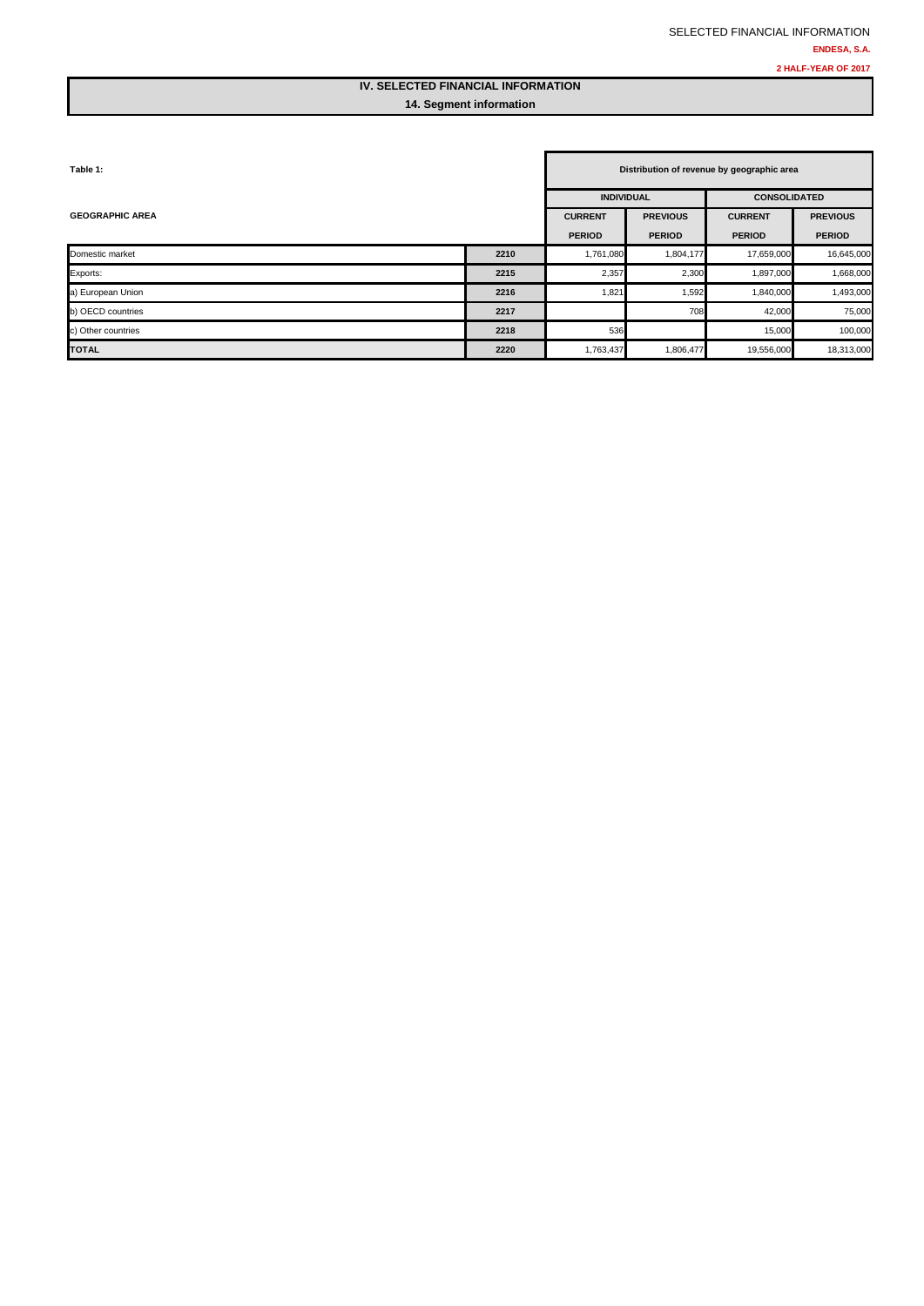## IV. SELECTED FINANCIAL INFORMATION

### 14. Segment information

**Table 1:**

| GEOGRAPHIC AREA | | Distribution of revenue by geographic area | | | |
|---|---|---|---|---|---|
| | | INDIVIDUAL | | CONSOLIDATED | |
| | | CURRENT PERIOD | PREVIOUS PERIOD | CURRENT PERIOD | PREVIOUS PERIOD |
| Domestic market | 2210 | 1,761,080 | 1,804,177 | 17,659,000 | 16,645,000 |
| Exports: | 2215 | 2,357 | 2,300 | 1,897,000 | 1,668,000 |
| a) European Union | 2216 | 1,821 | 1,592 | 1,840,000 | 1,493,000 |
| b) OECD countries | 2217 | | 708 | 42,000 | 75,000 |
| c) Other countries | 2218 | 536 | | 15,000 | 100,000 |
| **TOTAL** | 2220 | 1,763,437 | 1,806,477 | 19,556,000 | 18,313,000 |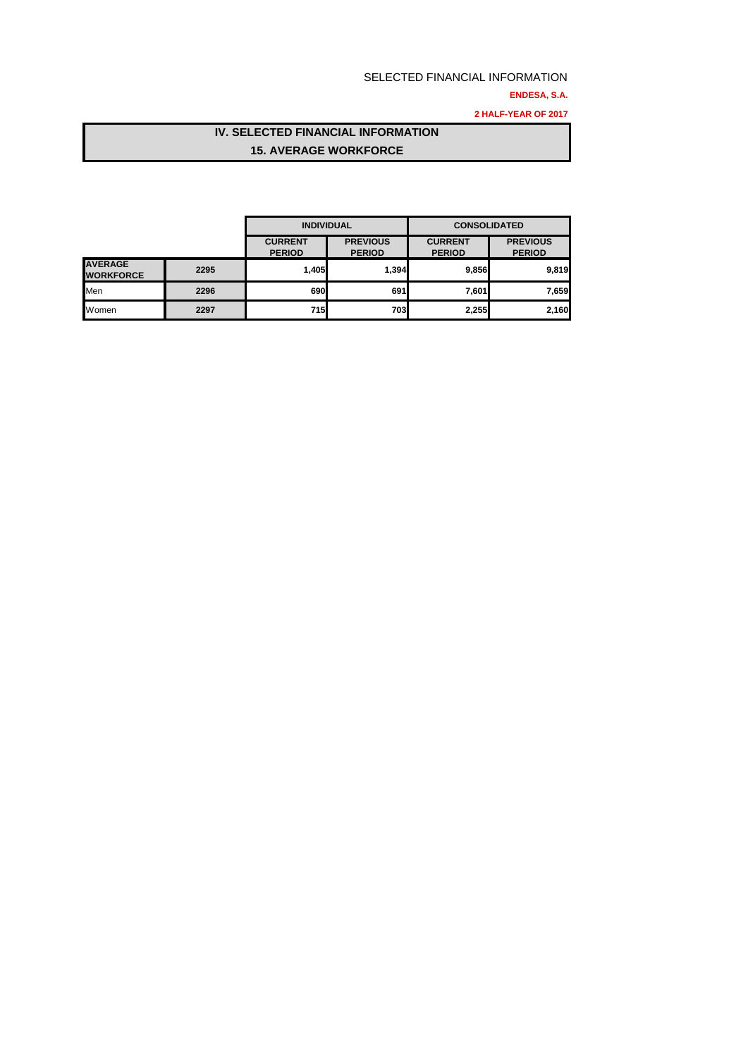SELECTED FINANCIAL INFORMATION

**ENDESA, S.A.**

**2 HALF-YEAR OF 2017**

# IV. SELECTED FINANCIAL INFORMATION

## 15. AVERAGE WORKFORCE

| | | INDIVIDUAL | | CONSOLIDATED | |
|---|---|---|---|---|---|
| | | CURRENT PERIOD | PREVIOUS PERIOD | CURRENT PERIOD | PREVIOUS PERIOD |
| **AVERAGE WORKFORCE** | 2295 | 1,405 | 1,394 | 9,856 | 9,819 |
| Men | 2296 | 690 | 691 | 7,601 | 7,659 |
| Women | 2297 | 715 | 703 | 2,255 | 2,160 |